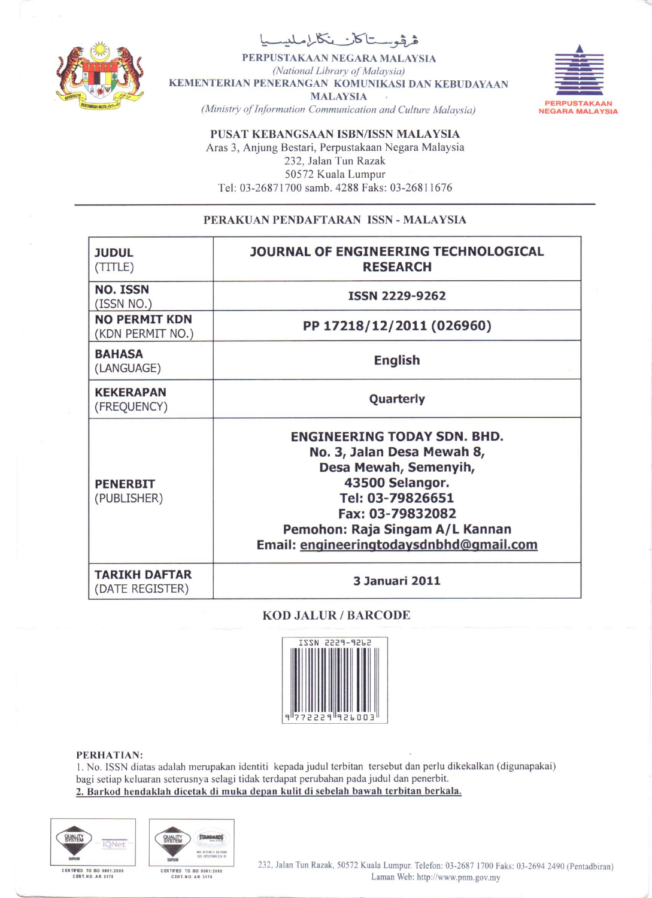ڤرڤوستاكان نڬارا مليسيا

**PERPUSTAKAAN NEGARA MALAYSIA**
*(National Library of Malaysia)*
**KEMENTERIAN PENERANGAN KOMUNIKASI DAN KEBUDAYAAN MALAYSIA**
*(Ministry of Information Communication and Culture Malaysia)*

PERPUSTAKAAN NEGARA MALAYSIA

**PUSAT KEBANGSAAN ISBN/ISSN MALAYSIA**
Aras 3, Anjung Bestari, Perpustakaan Negara Malaysia
232, Jalan Tun Razak
50572 Kuala Lumpur
Tel: 03-26871700 samb. 4288 Faks: 03-26811676

---

## PERAKUAN PENDAFTARAN ISSN - MALAYSIA

| | |
|---|---|
| **JUDUL** (TITLE) | **JOURNAL OF ENGINEERING TECHNOLOGICAL RESEARCH** |
| **NO. ISSN** (ISSN NO.) | **ISSN 2229-9262** |
| **NO PERMIT KDN** (KDN PERMIT NO.) | **PP 17218/12/2011 (026960)** |
| **BAHASA** (LANGUAGE) | **English** |
| **KEKERAPAN** (FREQUENCY) | **Quarterly** |
| **PENERBIT** (PUBLISHER) | **ENGINEERING TODAY SDN. BHD.** **No. 3, Jalan Desa Mewah 8,** **Desa Mewah, Semenyih,** **43500 Selangor.** **Tel: 03-79826651** **Fax: 03-79832082** **Pemohon: Raja Singam A/L Kannan** **Email: engineeringtodaysdnbhd@gmail.com** |
| **TARIKH DAFTAR** (DATE REGISTER) | **3 Januari 2011** |

**KOD JALUR / BARCODE**

ISSN 2229-9262

9 772229 926003

**PERHATIAN:**

1. No. ISSN diatas adalah merupakan identiti kepada judul terbitan tersebut dan perlu dikekalkan (digunapakai) bagi setiap keluaran seterusnya selagi tidak terdapat perubahan pada judul dan penerbit.
2. **Barkod hendaklah dicetak di muka depan kulit di sebelah bawah terbitan berkala.**

CERTIFIED TO ISO 9001:2000 CERT. NO. AR 3178

CERTIFIED TO ISO 9001:2000 CERT. NO. AR 3178

232, Jalan Tun Razak, 50572 Kuala Lumpur. Telefon: 03-2687 1700 Faks: 03-2694 2490 (Pentadbiran)
Laman Web: http://www.pnm.gov.my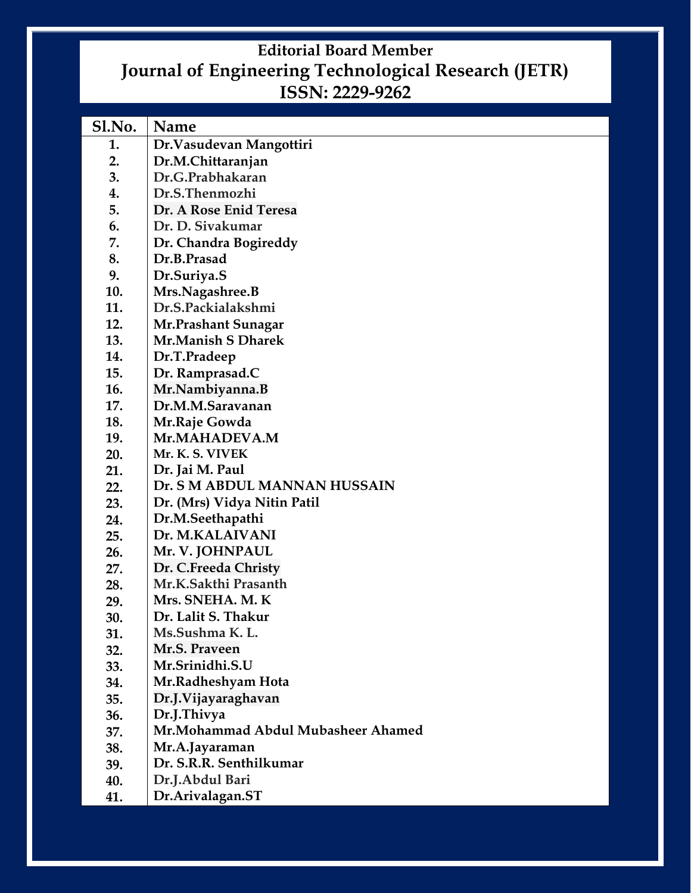# Editorial Board Member
## Journal of Engineering Technological Research (JETR)
## ISSN: 2229-9262

| Sl.No. | Name |
|---|---|
| 1. | Dr.Vasudevan Mangottiri |
| 2. | Dr.M.Chittaranjan |
| 3. | Dr.G.Prabhakaran |
| 4. | Dr.S.Thenmozhi |
| 5. | Dr. A Rose Enid Teresa |
| 6. | Dr. D. Sivakumar |
| 7. | Dr. Chandra Bogireddy |
| 8. | Dr.B.Prasad |
| 9. | Dr.Suriya.S |
| 10. | Mrs.Nagashree.B |
| 11. | Dr.S.Packialakshmi |
| 12. | Mr.Prashant Sunagar |
| 13. | Mr.Manish S Dharek |
| 14. | Dr.T.Pradeep |
| 15. | Dr. Ramprasad.C |
| 16. | Mr.Nambiyanna.B |
| 17. | Dr.M.M.Saravanan |
| 18. | Mr.Raje Gowda |
| 19. | Mr.MAHADEVA.M |
| 20. | Mr. K. S. VIVEK |
| 21. | Dr. Jai M. Paul |
| 22. | Dr. S M ABDUL MANNAN HUSSAIN |
| 23. | Dr. (Mrs) Vidya Nitin Patil |
| 24. | Dr.M.Seethapathi |
| 25. | Dr. M.KALAIVANI |
| 26. | Mr. V. JOHNPAUL |
| 27. | Dr. C.Freeda Christy |
| 28. | Mr.K.Sakthi Prasanth |
| 29. | Mrs. SNEHA. M. K |
| 30. | Dr. Lalit S. Thakur |
| 31. | Ms.Sushma K. L. |
| 32. | Mr.S. Praveen |
| 33. | Mr.Srinidhi.S.U |
| 34. | Mr.Radheshyam Hota |
| 35. | Dr.J.Vijayaraghavan |
| 36. | Dr.J.Thivya |
| 37. | Mr.Mohammad Abdul Mubasheer Ahamed |
| 38. | Mr.A.Jayaraman |
| 39. | Dr. S.R.R. Senthilkumar |
| 40. | Dr.J.Abdul Bari |
| 41. | Dr.Arivalagan.ST |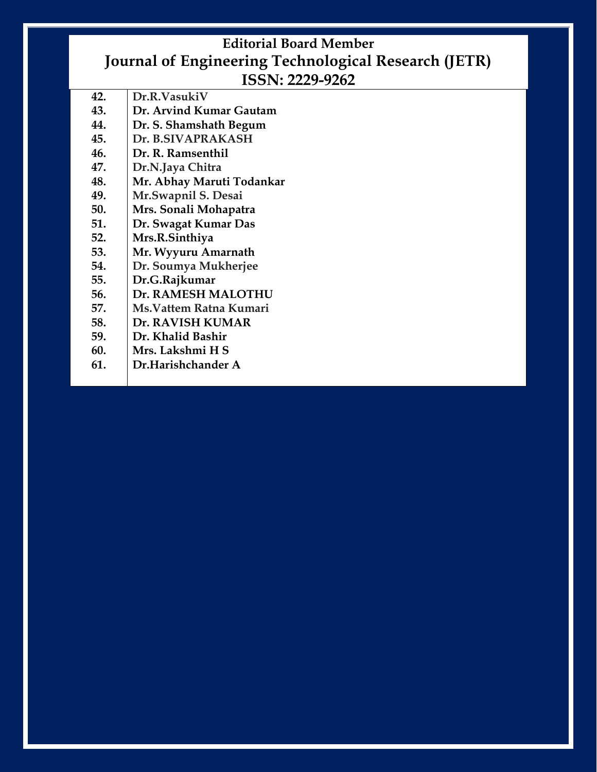## Editorial Board Member

## Journal of Engineering Technological Research (JETR)

## ISSN: 2229-9262

| | |
|---|---|
| **42.** | **Dr.R.VasukiV** |
| **43.** | **Dr. Arvind Kumar Gautam** |
| **44.** | **Dr. S. Shamshath Begum** |
| **45.** | **Dr. B.SIVAPRAKASH** |
| **46.** | **Dr. R. Ramsenthil** |
| **47.** | **Dr.N.Jaya Chitra** |
| **48.** | **Mr. Abhay Maruti Todankar** |
| **49.** | **Mr.Swapnil S. Desai** |
| **50.** | **Mrs. Sonali Mohapatra** |
| **51.** | **Dr. Swagat Kumar Das** |
| **52.** | **Mrs.R.Sinthiya** |
| **53.** | **Mr. Wyyuru Amarnath** |
| **54.** | **Dr. Soumya Mukherjee** |
| **55.** | **Dr.G.Rajkumar** |
| **56.** | **Dr. RAMESH MALOTHU** |
| **57.** | **Ms.Vattem Ratna Kumari** |
| **58.** | **Dr. RAVISH KUMAR** |
| **59.** | **Dr. Khalid Bashir** |
| **60.** | **Mrs. Lakshmi H S** |
| **61.** | **Dr.Harishchander A** |